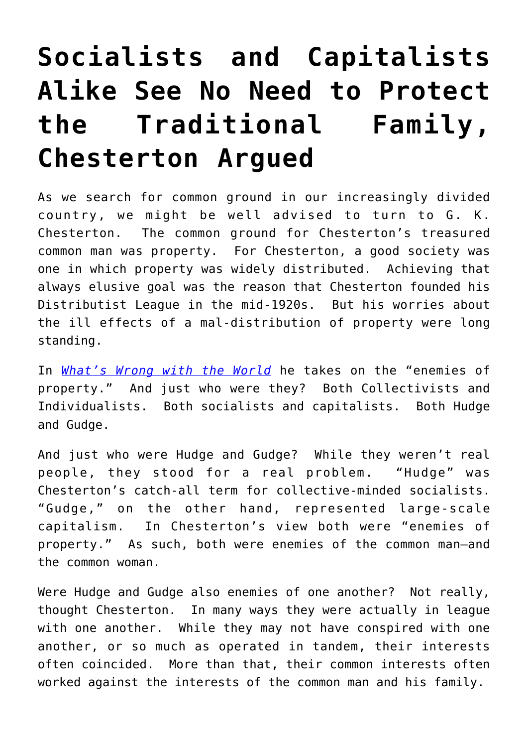# Socialists and Capitalists Alike See No Need to Protect the Traditional Family, Chesterton Argued

As we search for common ground in our increasingly divided country, we might be well advised to turn to G. K. Chesterton. The common ground for Chesterton's treasured common man was property. For Chesterton, a good society was one in which property was widely distributed. Achieving that always elusive goal was the reason that Chesterton founded his Distributist League in the mid-1920s. But his worries about the ill effects of a mal-distribution of property were long standing.

In *What's Wrong with the World* he takes on the "enemies of property." And just who were they? Both Collectivists and Individualists. Both socialists and capitalists. Both Hudge and Gudge.

And just who were Hudge and Gudge? While they weren't real people, they stood for a real problem. "Hudge" was Chesterton's catch-all term for collective-minded socialists. "Gudge," on the other hand, represented large-scale capitalism. In Chesterton's view both were "enemies of property." As such, both were enemies of the common man—and the common woman.

Were Hudge and Gudge also enemies of one another? Not really, thought Chesterton. In many ways they were actually in league with one another. While they may not have conspired with one another, or so much as operated in tandem, their interests often coincided. More than that, their common interests often worked against the interests of the common man and his family.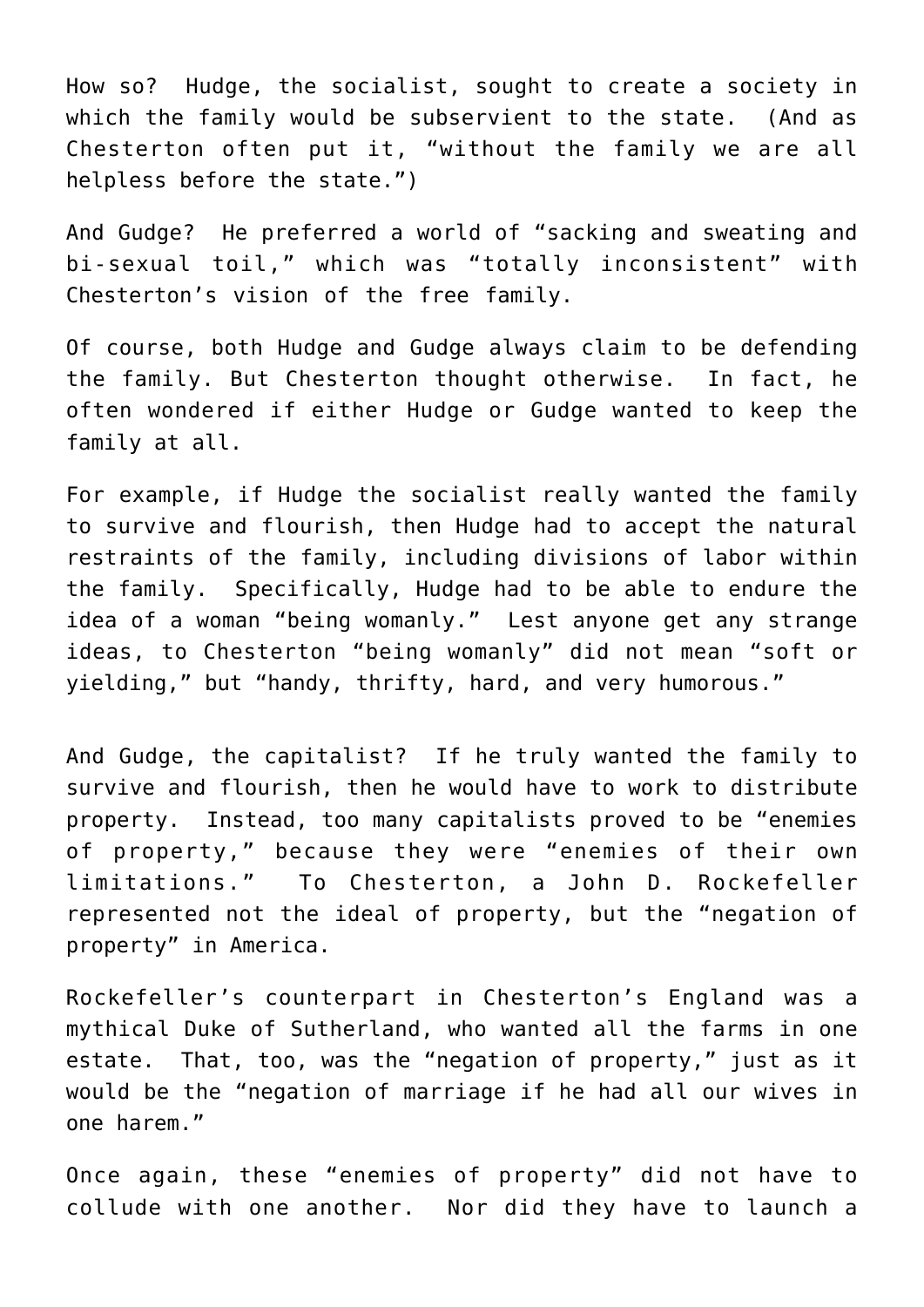How so? Hudge, the socialist, sought to create a society in which the family would be subservient to the state. (And as Chesterton often put it, "without the family we are all helpless before the state.")

And Gudge? He preferred a world of "sacking and sweating and bi-sexual toil," which was "totally inconsistent" with Chesterton's vision of the free family.

Of course, both Hudge and Gudge always claim to be defending the family. But Chesterton thought otherwise. In fact, he often wondered if either Hudge or Gudge wanted to keep the family at all.

For example, if Hudge the socialist really wanted the family to survive and flourish, then Hudge had to accept the natural restraints of the family, including divisions of labor within the family. Specifically, Hudge had to be able to endure the idea of a woman "being womanly." Lest anyone get any strange ideas, to Chesterton "being womanly" did not mean "soft or yielding," but "handy, thrifty, hard, and very humorous."

And Gudge, the capitalist? If he truly wanted the family to survive and flourish, then he would have to work to distribute property. Instead, too many capitalists proved to be "enemies of property," because they were "enemies of their own limitations." To Chesterton, a John D. Rockefeller represented not the ideal of property, but the "negation of property" in America.

Rockefeller's counterpart in Chesterton's England was a mythical Duke of Sutherland, who wanted all the farms in one estate. That, too, was the "negation of property," just as it would be the "negation of marriage if he had all our wives in one harem."

Once again, these "enemies of property" did not have to collude with one another. Nor did they have to launch a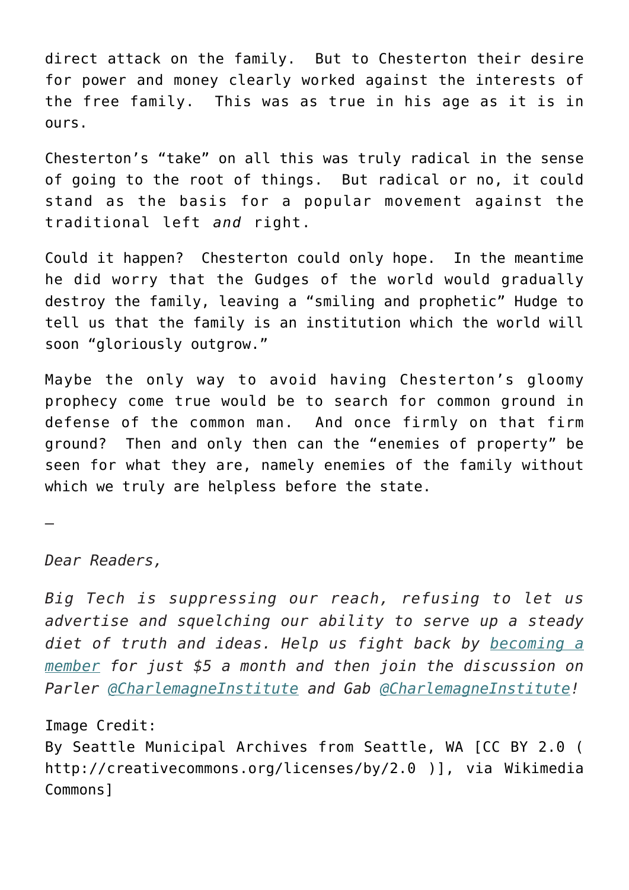direct attack on the family. But to Chesterton their desire for power and money clearly worked against the interests of the free family. This was as true in his age as it is in ours.

Chesterton's "take" on all this was truly radical in the sense of going to the root of things. But radical or no, it could stand as the basis for a popular movement against the traditional left *and* right.

Could it happen? Chesterton could only hope. In the meantime he did worry that the Gudges of the world would gradually destroy the family, leaving a "smiling and prophetic" Hudge to tell us that the family is an institution which the world will soon "gloriously outgrow."

Maybe the only way to avoid having Chesterton's gloomy prophecy come true would be to search for common ground in defense of the common man. And once firmly on that firm ground? Then and only then can the "enemies of property" be seen for what they are, namely enemies of the family without which we truly are helpless before the state.

—

*Dear Readers,*

*Big Tech is suppressing our reach, refusing to let us advertise and squelching our ability to serve up a steady diet of truth and ideas. Help us fight back by [becoming a member] for just $5 a month and then join the discussion on Parler [@CharlemagneInstitute] and Gab [@CharlemagneInstitute]!*

Image Credit:
By Seattle Municipal Archives from Seattle, WA [CC BY 2.0 ( http://creativecommons.org/licenses/by/2.0 )], via Wikimedia Commons]